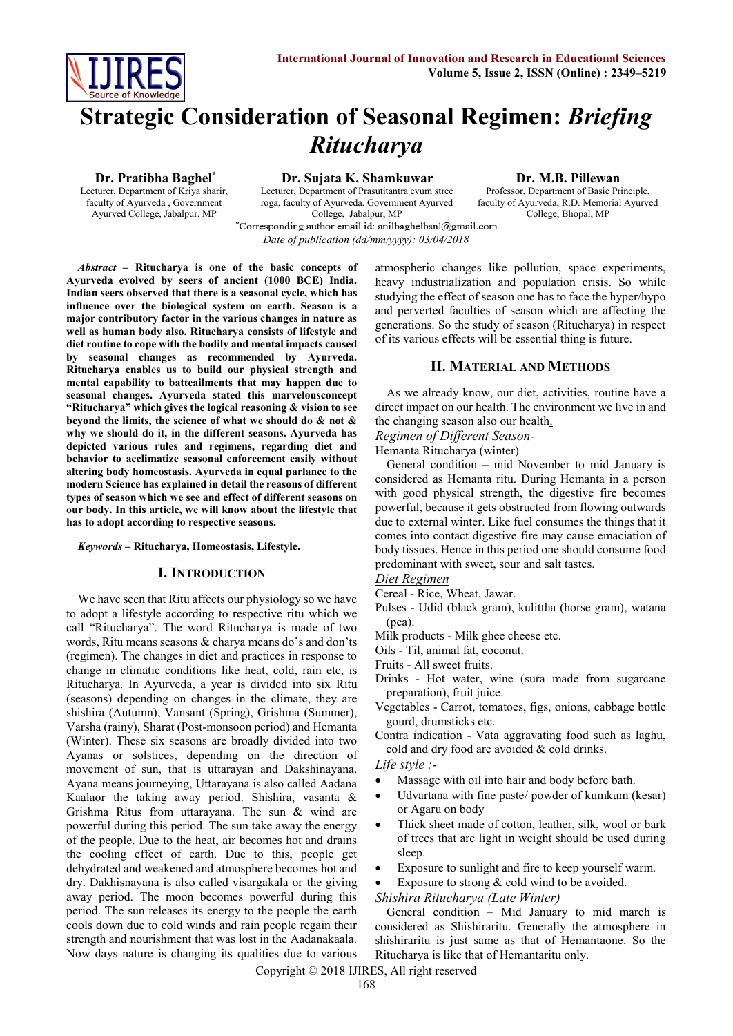# Strategic Consideration of Seasonal Regimen: *Briefing Ritucharya*

**Dr. Pratibha Baghel***
Lecturer, Department of Kriya sharir, faculty of Ayurveda , Government Ayurved College, Jabalpur, MP

**Dr. Sujata K. Shamkuwar**
Lecturer, Department of Prasutitantra evum stree roga, faculty of Ayurveda, Government Ayurved College, Jabalpur, MP

**Dr. M.B. Pillewan**
Professor, Department of Basic Principle, faculty of Ayurveda, R.D. Memorial Ayurved College, Bhopal, MP

*Corresponding author email id: anilbaghelbsnl@gmail.com

*Date of publication (dd/mm/yyyy): 03/04/2018*

***Abstract* – Ritucharya is one of the basic concepts of Ayurveda evolved by seers of ancient (1000 BCE) India. Indian seers observed that there is a seasonal cycle, which has influence over the biological system on earth. Season is a major contributory factor in the various changes in nature as well as human body also. Ritucharya consists of lifestyle and diet routine to cope with the bodily and mental impacts caused by seasonal changes as recommended by Ayurveda. Ritucharya enables us to build our physical strength and mental capability to batteailments that may happen due to seasonal changes. Ayurveda stated this marvelousconcept "Ritucharya" which gives the logical reasoning & vision to see beyond the limits, the science of what we should do & not & why we should do it, in the different seasons. Ayurveda has depicted various rules and regimens, regarding diet and behavior to acclimatize seasonal enforcement easily without altering body homeostasis. Ayurveda in equal parlance to the modern Science has explained in detail the reasons of different types of season which we see and effect of different seasons on our body. In this article, we will know about the lifestyle that has to adopt according to respective seasons.**

***Keywords* – Ritucharya, Homeostasis, Lifestyle.**

## I. Introduction

We have seen that Ritu affects our physiology so we have to adopt a lifestyle according to respective ritu which we call "Ritucharya". The word Ritucharya is made of two words, Ritu means seasons & charya means do's and don'ts (regimen). The changes in diet and practices in response to change in climatic conditions like heat, cold, rain etc, is Ritucharya. In Ayurveda, a year is divided into six Ritu (seasons) depending on changes in the climate, they are shishira (Autumn), Vansant (Spring), Grishma (Summer), Varsha (rainy), Sharat (Post-monsoon period) and Hemanta (Winter). These six seasons are broadly divided into two Ayanas or solstices, depending on the direction of movement of sun, that is uttarayan and Dakshinayana. Ayana means journeying, Uttarayana is also called Aadana Kaalaor the taking away period. Shishira, vasanta & Grishma Ritus from uttarayana. The sun & wind are powerful during this period. The sun take away the energy of the people. Due to the heat, air becomes hot and drains the cooling effect of earth. Due to this, people get dehydrated and weakened and atmosphere becomes hot and dry. Dakhisnayana is also called visargakala or the giving away period. The moon becomes powerful during this period. The sun releases its energy to the people the earth cools down due to cold winds and rain people regain their strength and nourishment that was lost in the Aadanakaala. Now days nature is changing its qualities due to various atmospheric changes like pollution, space experiments, heavy industrialization and population crisis. So while studying the effect of season one has to face the hyper/hypo and perverted faculties of season which are affecting the generations. So the study of season (Ritucharya) in respect of its various effects will be essential thing is future.

## II. Material and Methods

As we already know, our diet, activities, routine have a direct impact on our health. The environment we live in and the changing season also our health.

*Regimen of Different Season-*

Hemanta Ritucharya (winter)

General condition – mid November to mid January is considered as Hemanta ritu. During Hemanta in a person with good physical strength, the digestive fire becomes powerful, because it gets obstructed from flowing outwards due to external winter. Like fuel consumes the things that it comes into contact digestive fire may cause emaciation of body tissues. Hence in this period one should consume food predominant with sweet, sour and salt tastes.

*Diet Regimen*

Cereal - Rice, Wheat, Jawar.

Pulses - Udid (black gram), kulittha (horse gram), watana (pea).

Milk products - Milk ghee cheese etc.

Oils - Til, animal fat, coconut.

Fruits - All sweet fruits.

Drinks - Hot water, wine (sura made from sugarcane preparation), fruit juice.

Vegetables - Carrot, tomatoes, figs, onions, cabbage bottle gourd, drumsticks etc.

Contra indication - Vata aggravating food such as laghu, cold and dry food are avoided & cold drinks.

*Life style :-*

- Massage with oil into hair and body before bath.
- Udvartana with fine paste/ powder of kumkum (kesar) or Agaru on body
- Thick sheet made of cotton, leather, silk, wool or bark of trees that are light in weight should be used during sleep.
- Exposure to sunlight and fire to keep yourself warm.
- Exposure to strong & cold wind to be avoided.

*Shishira Ritucharya (Late Winter)*

General condition – Mid January to mid march is considered as Shishiraritu. Generally the atmosphere in shishiraritu is just same as that of Hemantaone. So the Ritucharya is like that of Hemantaritu only.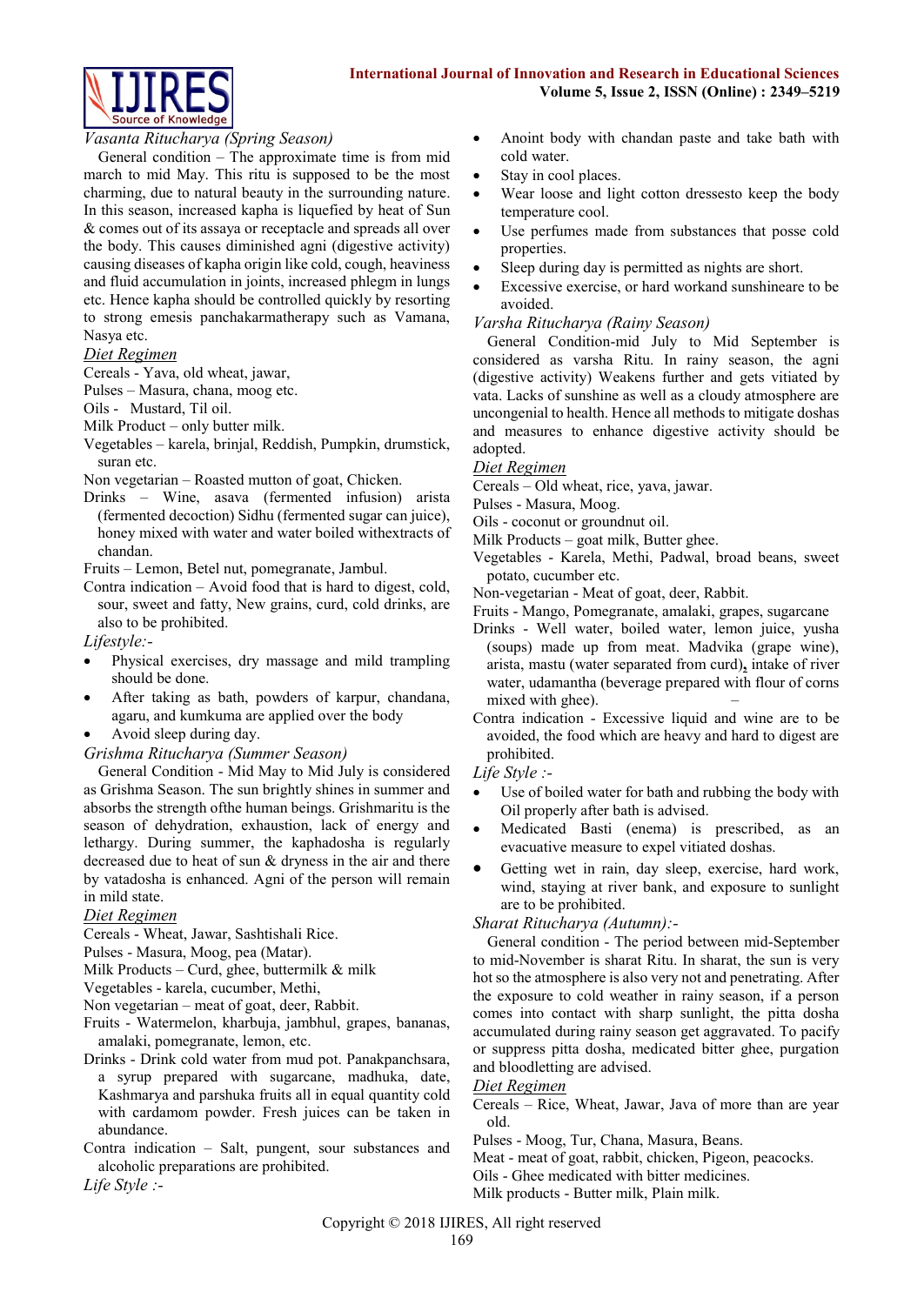*Vasanta Ritucharya (Spring Season)*

General condition – The approximate time is from mid march to mid May. This ritu is supposed to be the most charming, due to natural beauty in the surrounding nature. In this season, increased kapha is liquefied by heat of Sun & comes out of its assaya or receptacle and spreads all over the body. This causes diminished agni (digestive activity) causing diseases of kapha origin like cold, cough, heaviness and fluid accumulation in joints, increased phlegm in lungs etc. Hence kapha should be controlled quickly by resorting to strong emesis panchakarmatherapy such as Vamana, Nasya etc.

*Diet Regimen*

Cereals - Yava, old wheat, jawar,

Pulses – Masura, chana, moog etc.

Oils - Mustard, Til oil.

Milk Product – only butter milk.

Vegetables – karela, brinjal, Reddish, Pumpkin, drumstick, suran etc.

Non vegetarian – Roasted mutton of goat, Chicken.

Drinks – Wine, asava (fermented infusion) arista (fermented decoction) Sidhu (fermented sugar can juice), honey mixed with water and water boiled withextracts of chandan.

Fruits – Lemon, Betel nut, pomegranate, Jambul.

Contra indication – Avoid food that is hard to digest, cold, sour, sweet and fatty, New grains, curd, cold drinks, are also to be prohibited.

*Lifestyle:-*

- Physical exercises, dry massage and mild trampling should be done.
- After taking as bath, powders of karpur, chandana, agaru, and kumkuma are applied over the body
- Avoid sleep during day.

*Grishma Ritucharya (Summer Season)*

General Condition - Mid May to Mid July is considered as Grishma Season. The sun brightly shines in summer and absorbs the strength ofthe human beings. Grishmaritu is the season of dehydration, exhaustion, lack of energy and lethargy. During summer, the kaphadosha is regularly decreased due to heat of sun & dryness in the air and there by vatadosha is enhanced. Agni of the person will remain in mild state.

*Diet Regimen*

Cereals - Wheat, Jawar, Sashtishali Rice.

Pulses - Masura, Moog, pea (Matar).

Milk Products – Curd, ghee, buttermilk & milk

Vegetables - karela, cucumber, Methi,

Non vegetarian – meat of goat, deer, Rabbit.

Fruits - Watermelon, kharbuja, jambhul, grapes, bananas, amalaki, pomegranate, lemon, etc.

Drinks - Drink cold water from mud pot. Panakpanchsara, a syrup prepared with sugarcane, madhuka, date, Kashmarya and parshuka fruits all in equal quantity cold with cardamom powder. Fresh juices can be taken in abundance.

Contra indication – Salt, pungent, sour substances and alcoholic preparations are prohibited.

*Life Style :-*

- Anoint body with chandan paste and take bath with cold water.
- Stay in cool places.
- Wear loose and light cotton dressesto keep the body temperature cool.
- Use perfumes made from substances that posse cold properties.
- Sleep during day is permitted as nights are short.
- Excessive exercise, or hard workand sunshineare to be avoided.

*Varsha Ritucharya (Rainy Season)*

General Condition-mid July to Mid September is considered as varsha Ritu. In rainy season, the agni (digestive activity) Weakens further and gets vitiated by vata. Lacks of sunshine as well as a cloudy atmosphere are uncongenial to health. Hence all methods to mitigate doshas and measures to enhance digestive activity should be adopted.

*Diet Regimen*

Cereals – Old wheat, rice, yava, jawar.

Pulses - Masura, Moog.

Oils - coconut or groundnut oil.

Milk Products – goat milk, Butter ghee.

Vegetables - Karela, Methi, Padwal, broad beans, sweet potato, cucumber etc.

Non-vegetarian - Meat of goat, deer, Rabbit.

Fruits - Mango, Pomegranate, amalaki, grapes, sugarcane

Drinks - Well water, boiled water, lemon juice, yusha (soups) made up from meat. Madvika (grape wine), arista, mastu (water separated from curd), intake of river water, udamantha (beverage prepared with flour of corns mixed with ghee).

Contra indication - Excessive liquid and wine are to be avoided, the food which are heavy and hard to digest are prohibited.

*Life Style :-*

- Use of boiled water for bath and rubbing the body with Oil properly after bath is advised.
- Medicated Basti (enema) is prescribed, as an evacuative measure to expel vitiated doshas.
- Getting wet in rain, day sleep, exercise, hard work, wind, staying at river bank, and exposure to sunlight are to be prohibited.

*Sharat Ritucharya (Autumn):-*

General condition - The period between mid-September to mid-November is sharat Ritu. In sharat, the sun is very hot so the atmosphere is also very not and penetrating. After the exposure to cold weather in rainy season, if a person comes into contact with sharp sunlight, the pitta dosha accumulated during rainy season get aggravated. To pacify or suppress pitta dosha, medicated bitter ghee, purgation and bloodletting are advised.

*Diet Regimen*

Cereals – Rice, Wheat, Jawar, Java of more than are year old.

Pulses - Moog, Tur, Chana, Masura, Beans.

Meat - meat of goat, rabbit, chicken, Pigeon, peacocks.

Oils - Ghee medicated with bitter medicines.

Milk products - Butter milk, Plain milk.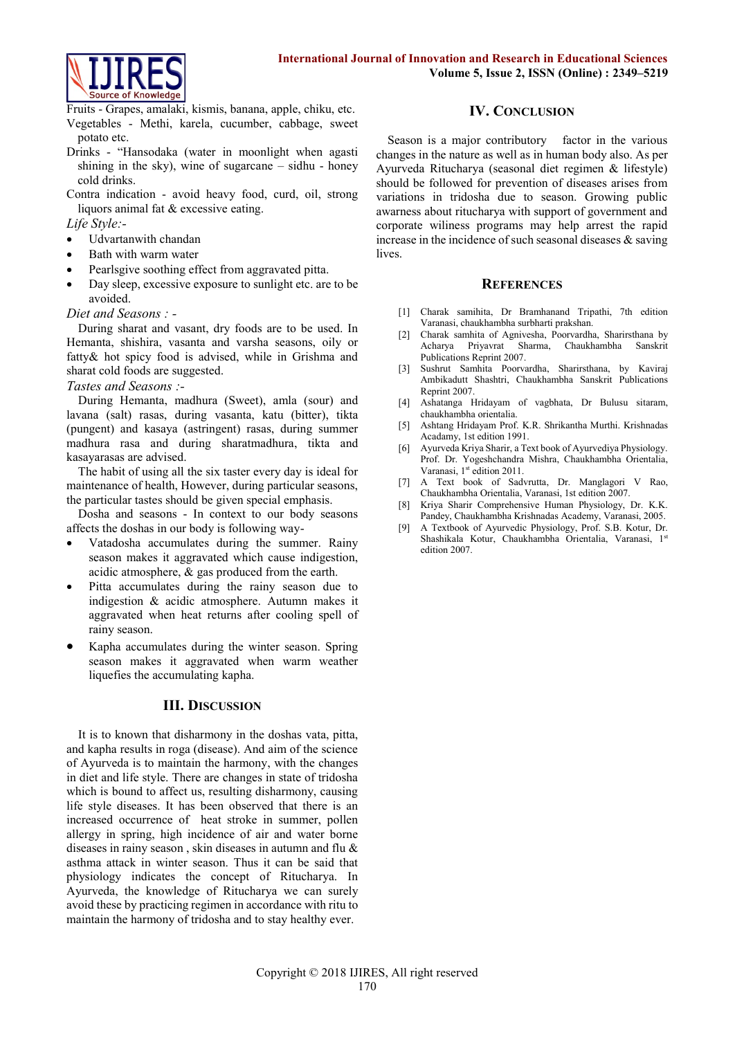Fruits - Grapes, amalaki, kismis, banana, apple, chiku, etc.

Vegetables - Methi, karela, cucumber, cabbage, sweet potato etc.

Drinks - "Hansodaka (water in moonlight when agasti shining in the sky), wine of sugarcane – sidhu - honey cold drinks.

Contra indication - avoid heavy food, curd, oil, strong liquors animal fat & excessive eating.

*Life Style:-*

- Udvartanwith chandan
- Bath with warm water
- Pearlsgive soothing effect from aggravated pitta.
- Day sleep, excessive exposure to sunlight etc. are to be avoided.

*Diet and Seasons : -*

During sharat and vasant, dry foods are to be used. In Hemanta, shishira, vasanta and varsha seasons, oily or fatty& hot spicy food is advised, while in Grishma and sharat cold foods are suggested.

*Tastes and Seasons :-*

During Hemanta, madhura (Sweet), amla (sour) and lavana (salt) rasas, during vasanta, katu (bitter), tikta (pungent) and kasaya (astringent) rasas, during summer madhura rasa and during sharatmadhura, tikta and kasayarasas are advised.

The habit of using all the six taster every day is ideal for maintenance of health, However, during particular seasons, the particular tastes should be given special emphasis.

Dosha and seasons - In context to our body seasons affects the doshas in our body is following way-

- Vatadosha accumulates during the summer. Rainy season makes it aggravated which cause indigestion, acidic atmosphere, & gas produced from the earth.
- Pitta accumulates during the rainy season due to indigestion & acidic atmosphere. Autumn makes it aggravated when heat returns after cooling spell of rainy season.
- Kapha accumulates during the winter season. Spring season makes it aggravated when warm weather liquefies the accumulating kapha.

## III. Discussion

It is to known that disharmony in the doshas vata, pitta, and kapha results in roga (disease). And aim of the science of Ayurveda is to maintain the harmony, with the changes in diet and life style. There are changes in state of tridosha which is bound to affect us, resulting disharmony, causing life style diseases. It has been observed that there is an increased occurrence of heat stroke in summer, pollen allergy in spring, high incidence of air and water borne diseases in rainy season , skin diseases in autumn and flu & asthma attack in winter season. Thus it can be said that physiology indicates the concept of Ritucharya. In Ayurveda, the knowledge of Ritucharya we can surely avoid these by practicing regimen in accordance with ritu to maintain the harmony of tridosha and to stay healthy ever.

## IV. Conclusion

Season is a major contributory factor in the various changes in the nature as well as in human body also. As per Ayurveda Ritucharya (seasonal diet regimen & lifestyle) should be followed for prevention of diseases arises from variations in tridosha due to season. Growing public awarness about ritucharya with support of government and corporate wiliness programs may help arrest the rapid increase in the incidence of such seasonal diseases & saving lives.

## References

[1] Charak samihita, Dr Bramhanand Tripathi, 7th edition Varanasi, chaukhambha surbharti prakshan.

[2] Charak samhita of Agnivesha, Poorvardha, Sharirsthana by Acharya Priyavrat Sharma, Chaukhambha Sanskrit Publications Reprint 2007.

[3] Sushrut Samhita Poorvardha, Sharirsthana, by Kaviraj Ambikadutt Shashtri, Chaukhambha Sanskrit Publications Reprint 2007.

[4] Ashatanga Hridayam of vagbhata, Dr Bulusu sitaram, chaukhambha orientalia.

[5] Ashtang Hridayam Prof. K.R. Shrikantha Murthi. Krishnadas Acadamy, 1st edition 1991.

[6] Ayurveda Kriya Sharir, a Text book of Ayurvediya Physiology. Prof. Dr. Yogeshchandra Mishra, Chaukhambha Orientalia, Varanasi, 1st edition 2011.

[7] A Text book of Sadvrutta, Dr. Manglagori V Rao, Chaukhambha Orientalia, Varanasi, 1st edition 2007.

[8] Kriya Sharir Comprehensive Human Physiology, Dr. K.K. Pandey, Chaukhambha Krishnadas Academy, Varanasi, 2005.

[9] A Textbook of Ayurvedic Physiology, Prof. S.B. Kotur, Dr. Shashikala Kotur, Chaukhambha Orientalia, Varanasi, 1st edition 2007.